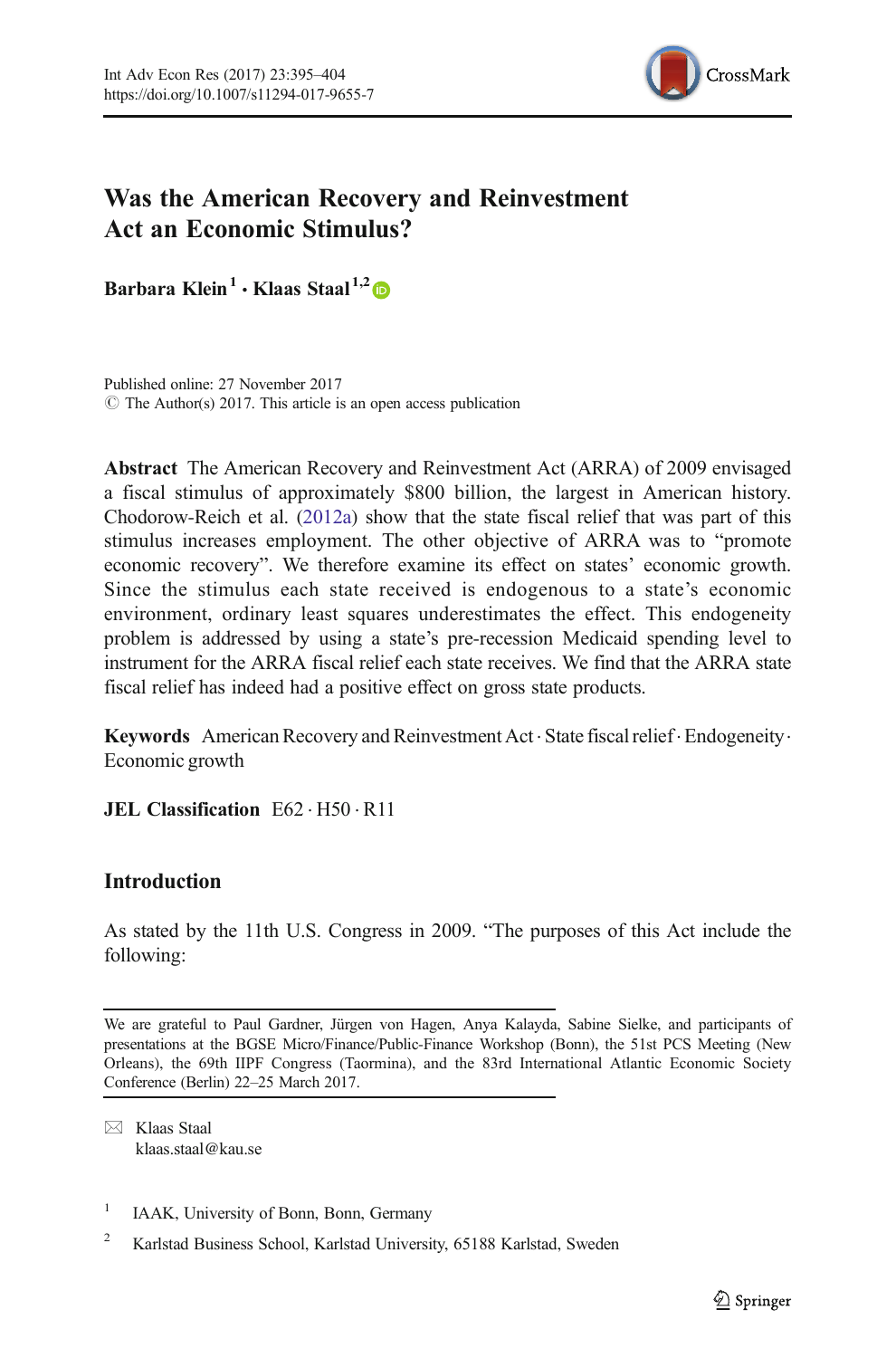# Was the American Recovery and Reinvestment Act an Economic Stimulus?

**Barbara Klein**[1] **· Klaas Staal**[1,2]

Published online: 27 November 2017
© The Author(s) 2017. This article is an open access publication

**Abstract** The American Recovery and Reinvestment Act (ARRA) of 2009 envisaged a fiscal stimulus of approximately \$800 billion, the largest in American history. Chodorow-Reich et al. (2012a) show that the state fiscal relief that was part of this stimulus increases employment. The other objective of ARRA was to "promote economic recovery". We therefore examine its effect on states' economic growth. Since the stimulus each state received is endogenous to a state's economic environment, ordinary least squares underestimates the effect. This endogeneity problem is addressed by using a state's pre-recession Medicaid spending level to instrument for the ARRA fiscal relief each state receives. We find that the ARRA state fiscal relief has indeed had a positive effect on gross state products.

**Keywords** American Recovery and Reinvestment Act · State fiscal relief · Endogeneity · Economic growth

**JEL Classification** E62 · H50 · R11

## Introduction

As stated by the 11th U.S. Congress in 2009. "The purposes of this Act include the following:

---

We are grateful to Paul Gardner, Jürgen von Hagen, Anya Kalayda, Sabine Sielke, and participants of presentations at the BGSE Micro/Finance/Public-Finance Workshop (Bonn), the 51st PCS Meeting (New Orleans), the 69th IIPF Congress (Taormina), and the 83rd International Atlantic Economic Society Conference (Berlin) 22–25 March 2017.

✉ Klaas Staal
klaas.staal@kau.se

[1] IAAK, University of Bonn, Bonn, Germany

[2] Karlstad Business School, Karlstad University, 65188 Karlstad, Sweden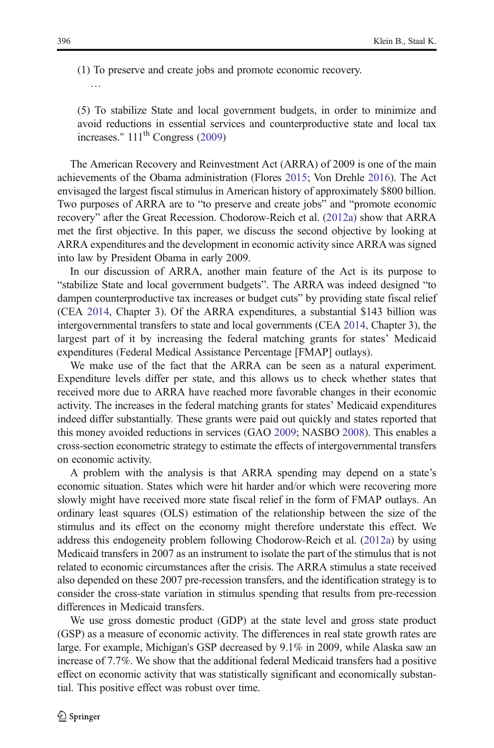(1) To preserve and create jobs and promote economic recovery.

…

(5) To stabilize State and local government budgets, in order to minimize and avoid reductions in essential services and counterproductive state and local tax increases." 111th Congress (2009)

The American Recovery and Reinvestment Act (ARRA) of 2009 is one of the main achievements of the Obama administration (Flores 2015; Von Drehle 2016). The Act envisaged the largest fiscal stimulus in American history of approximately $800 billion. Two purposes of ARRA are to "to preserve and create jobs" and "promote economic recovery" after the Great Recession. Chodorow-Reich et al. (2012a) show that ARRA met the first objective. In this paper, we discuss the second objective by looking at ARRA expenditures and the development in economic activity since ARRA was signed into law by President Obama in early 2009.

In our discussion of ARRA, another main feature of the Act is its purpose to "stabilize State and local government budgets". The ARRA was indeed designed "to dampen counterproductive tax increases or budget cuts" by providing state fiscal relief (CEA 2014, Chapter 3). Of the ARRA expenditures, a substantial $143 billion was intergovernmental transfers to state and local governments (CEA 2014, Chapter 3), the largest part of it by increasing the federal matching grants for states' Medicaid expenditures (Federal Medical Assistance Percentage [FMAP] outlays).

We make use of the fact that the ARRA can be seen as a natural experiment. Expenditure levels differ per state, and this allows us to check whether states that received more due to ARRA have reached more favorable changes in their economic activity. The increases in the federal matching grants for states' Medicaid expenditures indeed differ substantially. These grants were paid out quickly and states reported that this money avoided reductions in services (GAO 2009; NASBO 2008). This enables a cross-section econometric strategy to estimate the effects of intergovernmental transfers on economic activity.

A problem with the analysis is that ARRA spending may depend on a state's economic situation. States which were hit harder and/or which were recovering more slowly might have received more state fiscal relief in the form of FMAP outlays. An ordinary least squares (OLS) estimation of the relationship between the size of the stimulus and its effect on the economy might therefore understate this effect. We address this endogeneity problem following Chodorow-Reich et al. (2012a) by using Medicaid transfers in 2007 as an instrument to isolate the part of the stimulus that is not related to economic circumstances after the crisis. The ARRA stimulus a state received also depended on these 2007 pre-recession transfers, and the identification strategy is to consider the cross-state variation in stimulus spending that results from pre-recession differences in Medicaid transfers.

We use gross domestic product (GDP) at the state level and gross state product (GSP) as a measure of economic activity. The differences in real state growth rates are large. For example, Michigan's GSP decreased by 9.1% in 2009, while Alaska saw an increase of 7.7%. We show that the additional federal Medicaid transfers had a positive effect on economic activity that was statistically significant and economically substantial. This positive effect was robust over time.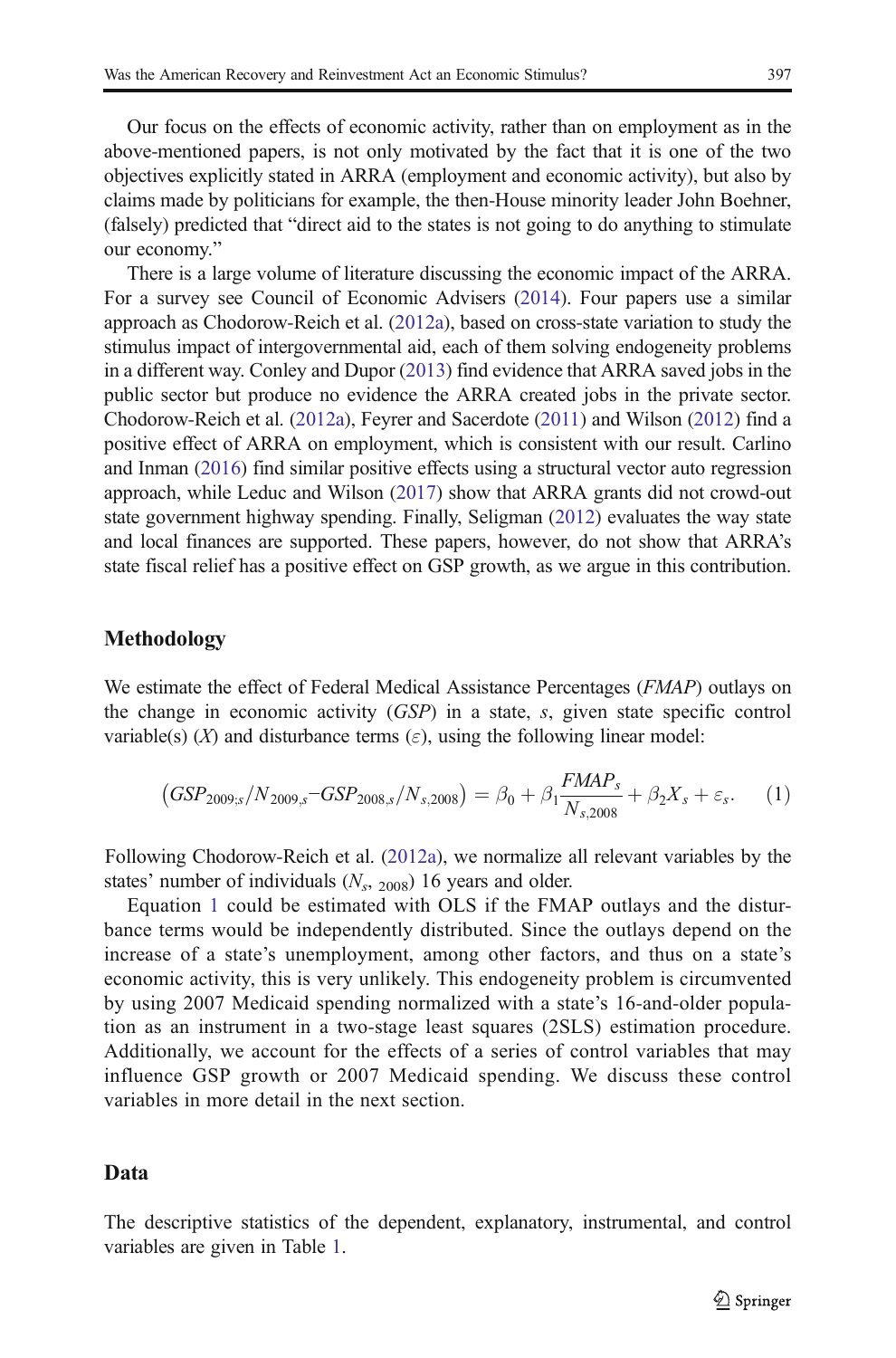Our focus on the effects of economic activity, rather than on employment as in the above-mentioned papers, is not only motivated by the fact that it is one of the two objectives explicitly stated in ARRA (employment and economic activity), but also by claims made by politicians for example, the then-House minority leader John Boehner, (falsely) predicted that "direct aid to the states is not going to do anything to stimulate our economy."

There is a large volume of literature discussing the economic impact of the ARRA. For a survey see Council of Economic Advisers (2014). Four papers use a similar approach as Chodorow-Reich et al. (2012a), based on cross-state variation to study the stimulus impact of intergovernmental aid, each of them solving endogeneity problems in a different way. Conley and Dupor (2013) find evidence that ARRA saved jobs in the public sector but produce no evidence the ARRA created jobs in the private sector. Chodorow-Reich et al. (2012a), Feyrer and Sacerdote (2011) and Wilson (2012) find a positive effect of ARRA on employment, which is consistent with our result. Carlino and Inman (2016) find similar positive effects using a structural vector auto regression approach, while Leduc and Wilson (2017) show that ARRA grants did not crowd-out state government highway spending. Finally, Seligman (2012) evaluates the way state and local finances are supported. These papers, however, do not show that ARRA's state fiscal relief has a positive effect on GSP growth, as we argue in this contribution.

## Methodology

We estimate the effect of Federal Medical Assistance Percentages (*FMAP*) outlays on the change in economic activity (*GSP*) in a state, *s*, given state specific control variable(s) (*X*) and disturbance terms ($\varepsilon$), using the following linear model:

$$\left(GSP_{2009;s}/N_{2009,s} - GSP_{2008,s}/N_{s,2008}\right) = \beta_0 + \beta_1 \frac{FMAP_s}{N_{s,2008}} + \beta_2 X_s + \varepsilon_s. \quad (1)$$

Following Chodorow-Reich et al. (2012a), we normalize all relevant variables by the states' number of individuals ($N_{s,\ 2008}$) 16 years and older.

Equation 1 could be estimated with OLS if the FMAP outlays and the disturbance terms would be independently distributed. Since the outlays depend on the increase of a state's unemployment, among other factors, and thus on a state's economic activity, this is very unlikely. This endogeneity problem is circumvented by using 2007 Medicaid spending normalized with a state's 16-and-older population as an instrument in a two-stage least squares (2SLS) estimation procedure. Additionally, we account for the effects of a series of control variables that may influence GSP growth or 2007 Medicaid spending. We discuss these control variables in more detail in the next section.

## Data

The descriptive statistics of the dependent, explanatory, instrumental, and control variables are given in Table 1.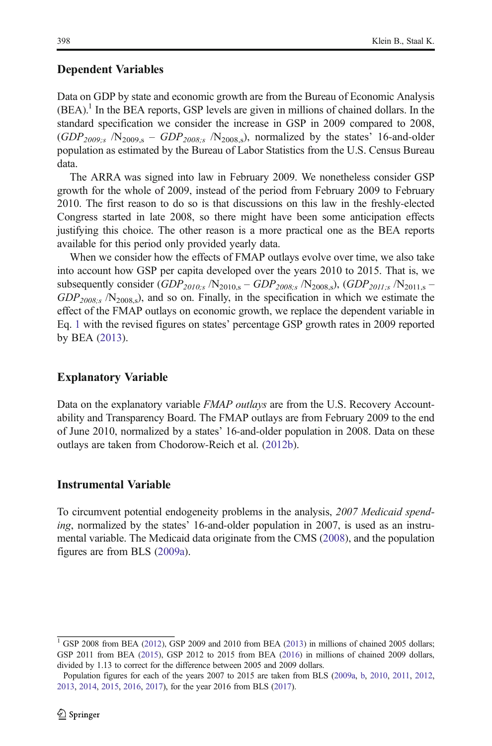## Dependent Variables

Data on GDP by state and economic growth are from the Bureau of Economic Analysis (BEA).[1] In the BEA reports, GSP levels are given in millions of chained dollars. In the standard specification we consider the increase in GSP in 2009 compared to 2008, ($GDP_{2009;s}$ /$N_{2009,s}$ – $GDP_{2008;s}$ /$N_{2008,s}$), normalized by the states' 16-and-older population as estimated by the Bureau of Labor Statistics from the U.S. Census Bureau data.

The ARRA was signed into law in February 2009. We nonetheless consider GSP growth for the whole of 2009, instead of the period from February 2009 to February 2010. The first reason to do so is that discussions on this law in the freshly-elected Congress started in late 2008, so there might have been some anticipation effects justifying this choice. The other reason is a more practical one as the BEA reports available for this period only provided yearly data.

When we consider how the effects of FMAP outlays evolve over time, we also take into account how GSP per capita developed over the years 2010 to 2015. That is, we subsequently consider ($GDP_{2010;s}$ /$N_{2010,s}$ – $GDP_{2008;s}$ /$N_{2008,s}$), ($GDP_{2011;s}$ /$N_{2011,s}$ – $GDP_{2008;s}$ /$N_{2008,s}$), and so on. Finally, in the specification in which we estimate the effect of the FMAP outlays on economic growth, we replace the dependent variable in Eq. 1 with the revised figures on states' percentage GSP growth rates in 2009 reported by BEA (2013).

## Explanatory Variable

Data on the explanatory variable *FMAP outlays* are from the U.S. Recovery Accountability and Transparency Board. The FMAP outlays are from February 2009 to the end of June 2010, normalized by a states' 16-and-older population in 2008. Data on these outlays are taken from Chodorow-Reich et al. (2012b).

## Instrumental Variable

To circumvent potential endogeneity problems in the analysis, *2007 Medicaid spending*, normalized by the states' 16-and-older population in 2007, is used as an instrumental variable. The Medicaid data originate from the CMS (2008), and the population figures are from BLS (2009a).

---

[1] GSP 2008 from BEA (2012), GSP 2009 and 2010 from BEA (2013) in millions of chained 2005 dollars; GSP 2011 from BEA (2015), GSP 2012 to 2015 from BEA (2016) in millions of chained 2009 dollars, divided by 1.13 to correct for the difference between 2005 and 2009 dollars.

Population figures for each of the years 2007 to 2015 are taken from BLS (2009a, b, 2010, 2011, 2012, 2013, 2014, 2015, 2016, 2017), for the year 2016 from BLS (2017).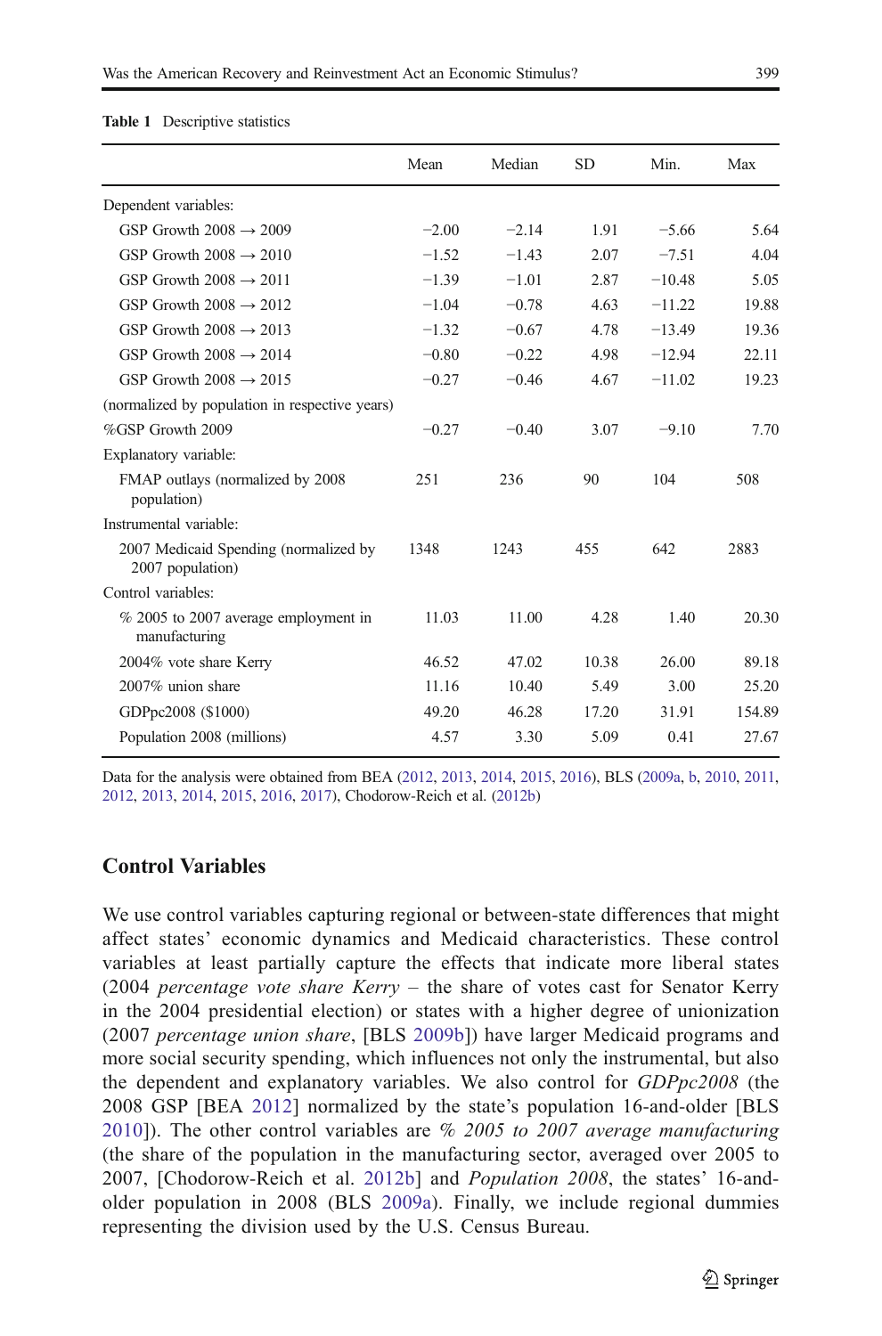**Table 1** Descriptive statistics

| | Mean | Median | SD | Min. | Max |
|---|---|---|---|---|---|
| Dependent variables: | | | | | |
| GSP Growth 2008 → 2009 | −2.00 | −2.14 | 1.91 | −5.66 | 5.64 |
| GSP Growth 2008 → 2010 | −1.52 | −1.43 | 2.07 | −7.51 | 4.04 |
| GSP Growth 2008 → 2011 | −1.39 | −1.01 | 2.87 | −10.48 | 5.05 |
| GSP Growth 2008 → 2012 | −1.04 | −0.78 | 4.63 | −11.22 | 19.88 |
| GSP Growth 2008 → 2013 | −1.32 | −0.67 | 4.78 | −13.49 | 19.36 |
| GSP Growth 2008 → 2014 | −0.80 | −0.22 | 4.98 | −12.94 | 22.11 |
| GSP Growth 2008 → 2015 | −0.27 | −0.46 | 4.67 | −11.02 | 19.23 |
| (normalized by population in respective years) | | | | | |
| %GSP Growth 2009 | −0.27 | −0.40 | 3.07 | −9.10 | 7.70 |
| Explanatory variable: | | | | | |
| FMAP outlays (normalized by 2008 population) | 251 | 236 | 90 | 104 | 508 |
| Instrumental variable: | | | | | |
| 2007 Medicaid Spending (normalized by 2007 population) | 1348 | 1243 | 455 | 642 | 2883 |
| Control variables: | | | | | |
| % 2005 to 2007 average employment in manufacturing | 11.03 | 11.00 | 4.28 | 1.40 | 20.30 |
| 2004% vote share Kerry | 46.52 | 47.02 | 10.38 | 26.00 | 89.18 |
| 2007% union share | 11.16 | 10.40 | 5.49 | 3.00 | 25.20 |
| GDPpc2008 ($1000) | 49.20 | 46.28 | 17.20 | 31.91 | 154.89 |
| Population 2008 (millions) | 4.57 | 3.30 | 5.09 | 0.41 | 27.67 |

Data for the analysis were obtained from BEA (2012, 2013, 2014, 2015, 2016), BLS (2009a, b, 2010, 2011, 2012, 2013, 2014, 2015, 2016, 2017), Chodorow-Reich et al. (2012b)

## Control Variables

We use control variables capturing regional or between-state differences that might affect states' economic dynamics and Medicaid characteristics. These control variables at least partially capture the effects that indicate more liberal states (2004 *percentage vote share Kerry* – the share of votes cast for Senator Kerry in the 2004 presidential election) or states with a higher degree of unionization (2007 *percentage union share*, [BLS 2009b]) have larger Medicaid programs and more social security spending, which influences not only the instrumental, but also the dependent and explanatory variables. We also control for *GDPpc2008* (the 2008 GSP [BEA 2012] normalized by the state's population 16-and-older [BLS 2010]). The other control variables are *% 2005 to 2007 average manufacturing* (the share of the population in the manufacturing sector, averaged over 2005 to 2007, [Chodorow-Reich et al. 2012b] and *Population 2008*, the states' 16-and-older population in 2008 (BLS 2009a). Finally, we include regional dummies representing the division used by the U.S. Census Bureau.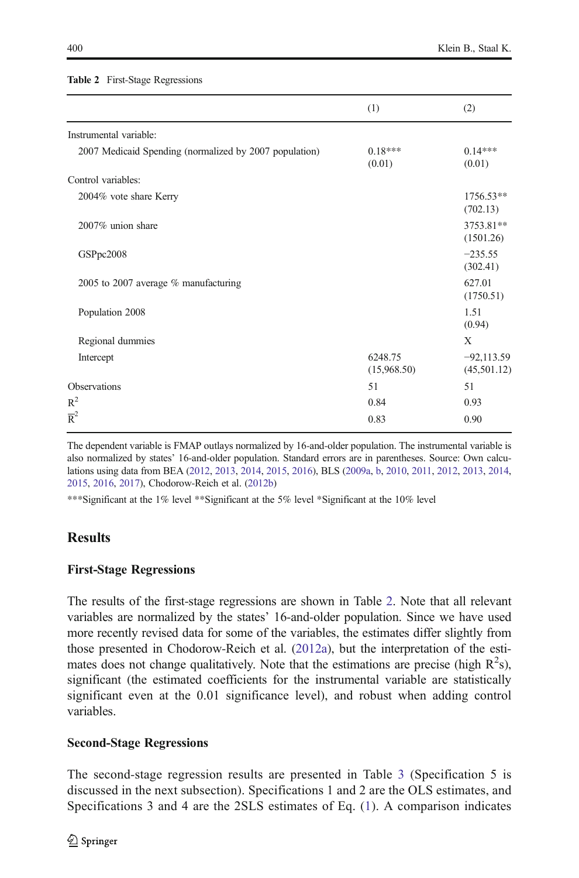**Table 2** First-Stage Regressions

| | (1) | (2) |
|---|---|---|
| Instrumental variable: | | |
| 2007 Medicaid Spending (normalized by 2007 population) | 0.18*** (0.01) | 0.14*** (0.01) |
| Control variables: | | |
| 2004% vote share Kerry | | 1756.53** (702.13) |
| 2007% union share | | 3753.81** (1501.26) |
| GSPpc2008 | | −235.55 (302.41) |
| 2005 to 2007 average % manufacturing | | 627.01 (1750.51) |
| Population 2008 | | 1.51 (0.94) |
| Regional dummies | | X |
| Intercept | 6248.75 (15,968.50) | −92,113.59 (45,501.12) |
| Observations | 51 | 51 |
| $R^2$ | 0.84 | 0.93 |
| $\overline{R}^2$ | 0.83 | 0.90 |

The dependent variable is FMAP outlays normalized by 16-and-older population. The instrumental variable is also normalized by states' 16-and-older population. Standard errors are in parentheses. Source: Own calculations using data from BEA (2012, 2013, 2014, 2015, 2016), BLS (2009a, b, 2010, 2011, 2012, 2013, 2014, 2015, 2016, 2017), Chodorow-Reich et al. (2012b)

***Significant at the 1% level **Significant at the 5% level *Significant at the 10% level

## Results

### First-Stage Regressions

The results of the first-stage regressions are shown in Table 2. Note that all relevant variables are normalized by the states' 16-and-older population. Since we have used more recently revised data for some of the variables, the estimates differ slightly from those presented in Chodorow-Reich et al. (2012a), but the interpretation of the estimates does not change qualitatively. Note that the estimations are precise (high $R^2$s), significant (the estimated coefficients for the instrumental variable are statistically significant even at the 0.01 significance level), and robust when adding control variables.

### Second-Stage Regressions

The second-stage regression results are presented in Table 3 (Specification 5 is discussed in the next subsection). Specifications 1 and 2 are the OLS estimates, and Specifications 3 and 4 are the 2SLS estimates of Eq. (1). A comparison indicates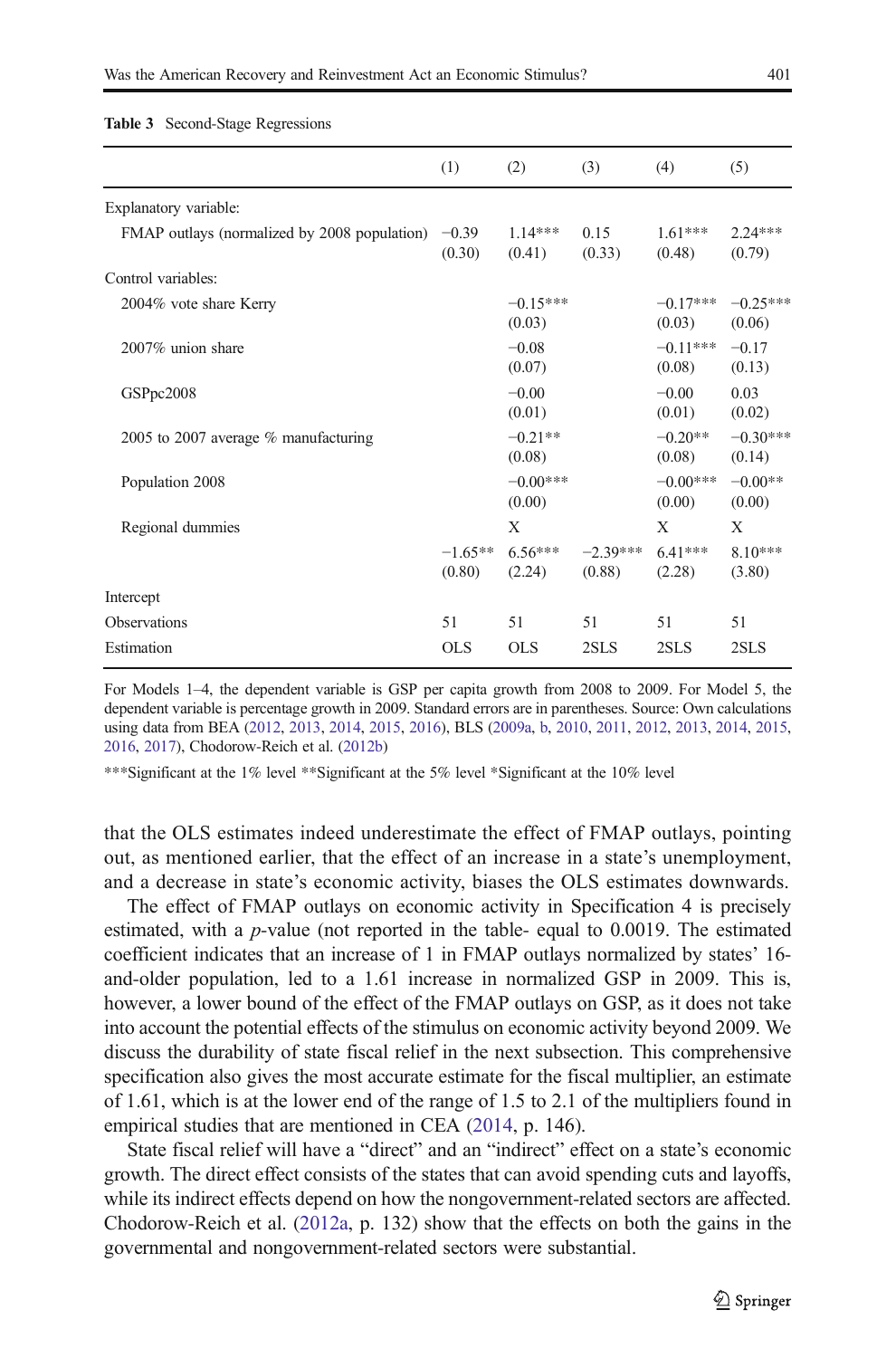**Table 3** Second-Stage Regressions

| | (1) | (2) | (3) | (4) | (5) |
|---|---|---|---|---|---|
| Explanatory variable: | | | | | |
| FMAP outlays (normalized by 2008 population) | −0.39 (0.30) | 1.14*** (0.41) | 0.15 (0.33) | 1.61*** (0.48) | 2.24*** (0.79) |
| Control variables: | | | | | |
| 2004% vote share Kerry | | −0.15*** (0.03) | | −0.17*** (0.03) | −0.25*** (0.06) |
| 2007% union share | | −0.08 (0.07) | | −0.11*** (0.08) | −0.17 (0.13) |
| GSPpc2008 | | −0.00 (0.01) | | −0.00 (0.01) | 0.03 (0.02) |
| 2005 to 2007 average % manufacturing | | −0.21** (0.08) | | −0.20** (0.08) | −0.30*** (0.14) |
| Population 2008 | | −0.00*** (0.00) | | −0.00*** (0.00) | −0.00** (0.00) |
| Regional dummies | | X | | X | X |
| | −1.65** (0.80) | 6.56*** (2.24) | −2.39*** (0.88) | 6.41*** (2.28) | 8.10*** (3.80) |
| Intercept | | | | | |
| Observations | 51 | 51 | 51 | 51 | 51 |
| Estimation | OLS | OLS | 2SLS | 2SLS | 2SLS |

For Models 1–4, the dependent variable is GSP per capita growth from 2008 to 2009. For Model 5, the dependent variable is percentage growth in 2009. Standard errors are in parentheses. Source: Own calculations using data from BEA (2012, 2013, 2014, 2015, 2016), BLS (2009a, b, 2010, 2011, 2012, 2013, 2014, 2015, 2016, 2017), Chodorow-Reich et al. (2012b)

***Significant at the 1% level **Significant at the 5% level *Significant at the 10% level

that the OLS estimates indeed underestimate the effect of FMAP outlays, pointing out, as mentioned earlier, that the effect of an increase in a state's unemployment, and a decrease in state's economic activity, biases the OLS estimates downwards.

The effect of FMAP outlays on economic activity in Specification 4 is precisely estimated, with a $p$-value (not reported in the table- equal to 0.0019. The estimated coefficient indicates that an increase of 1 in FMAP outlays normalized by states' 16-and-older population, led to a 1.61 increase in normalized GSP in 2009. This is, however, a lower bound of the effect of the FMAP outlays on GSP, as it does not take into account the potential effects of the stimulus on economic activity beyond 2009. We discuss the durability of state fiscal relief in the next subsection. This comprehensive specification also gives the most accurate estimate for the fiscal multiplier, an estimate of 1.61, which is at the lower end of the range of 1.5 to 2.1 of the multipliers found in empirical studies that are mentioned in CEA (2014, p. 146).

State fiscal relief will have a "direct" and an "indirect" effect on a state's economic growth. The direct effect consists of the states that can avoid spending cuts and layoffs, while its indirect effects depend on how the nongovernment-related sectors are affected. Chodorow-Reich et al. (2012a, p. 132) show that the effects on both the gains in the governmental and nongovernment-related sectors were substantial.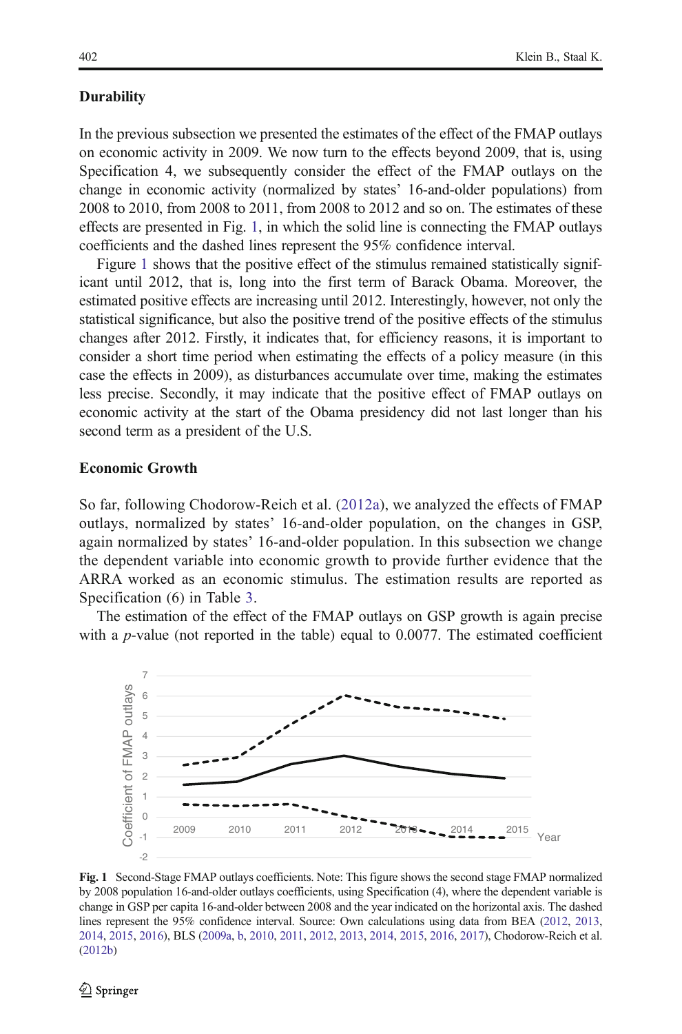### Durability

In the previous subsection we presented the estimates of the effect of the FMAP outlays on economic activity in 2009. We now turn to the effects beyond 2009, that is, using Specification 4, we subsequently consider the effect of the FMAP outlays on the change in economic activity (normalized by states' 16-and-older populations) from 2008 to 2010, from 2008 to 2011, from 2008 to 2012 and so on. The estimates of these effects are presented in Fig. 1, in which the solid line is connecting the FMAP outlays coefficients and the dashed lines represent the 95% confidence interval.

Figure 1 shows that the positive effect of the stimulus remained statistically significant until 2012, that is, long into the first term of Barack Obama. Moreover, the estimated positive effects are increasing until 2012. Interestingly, however, not only the statistical significance, but also the positive trend of the positive effects of the stimulus changes after 2012. Firstly, it indicates that, for efficiency reasons, it is important to consider a short time period when estimating the effects of a policy measure (in this case the effects in 2009), as disturbances accumulate over time, making the estimates less precise. Secondly, it may indicate that the positive effect of FMAP outlays on economic activity at the start of the Obama presidency did not last longer than his second term as a president of the U.S.

### Economic Growth

So far, following Chodorow-Reich et al. (2012a), we analyzed the effects of FMAP outlays, normalized by states' 16-and-older population, on the changes in GSP, again normalized by states' 16-and-older population. In this subsection we change the dependent variable into economic growth to provide further evidence that the ARRA worked as an economic stimulus. The estimation results are reported as Specification (6) in Table 3.

The estimation of the effect of the FMAP outlays on GSP growth is again precise with a *p*-value (not reported in the table) equal to 0.0077. The estimated coefficient

**Fig. 1** Second-Stage FMAP outlays coefficients. Note: This figure shows the second stage FMAP normalized by 2008 population 16-and-older outlays coefficients, using Specification (4), where the dependent variable is change in GSP per capita 16-and-older between 2008 and the year indicated on the horizontal axis. The dashed lines represent the 95% confidence interval. Source: Own calculations using data from BEA (2012, 2013, 2014, 2015, 2016), BLS (2009a, b, 2010, 2011, 2012, 2013, 2014, 2015, 2016, 2017), Chodorow-Reich et al. (2012b)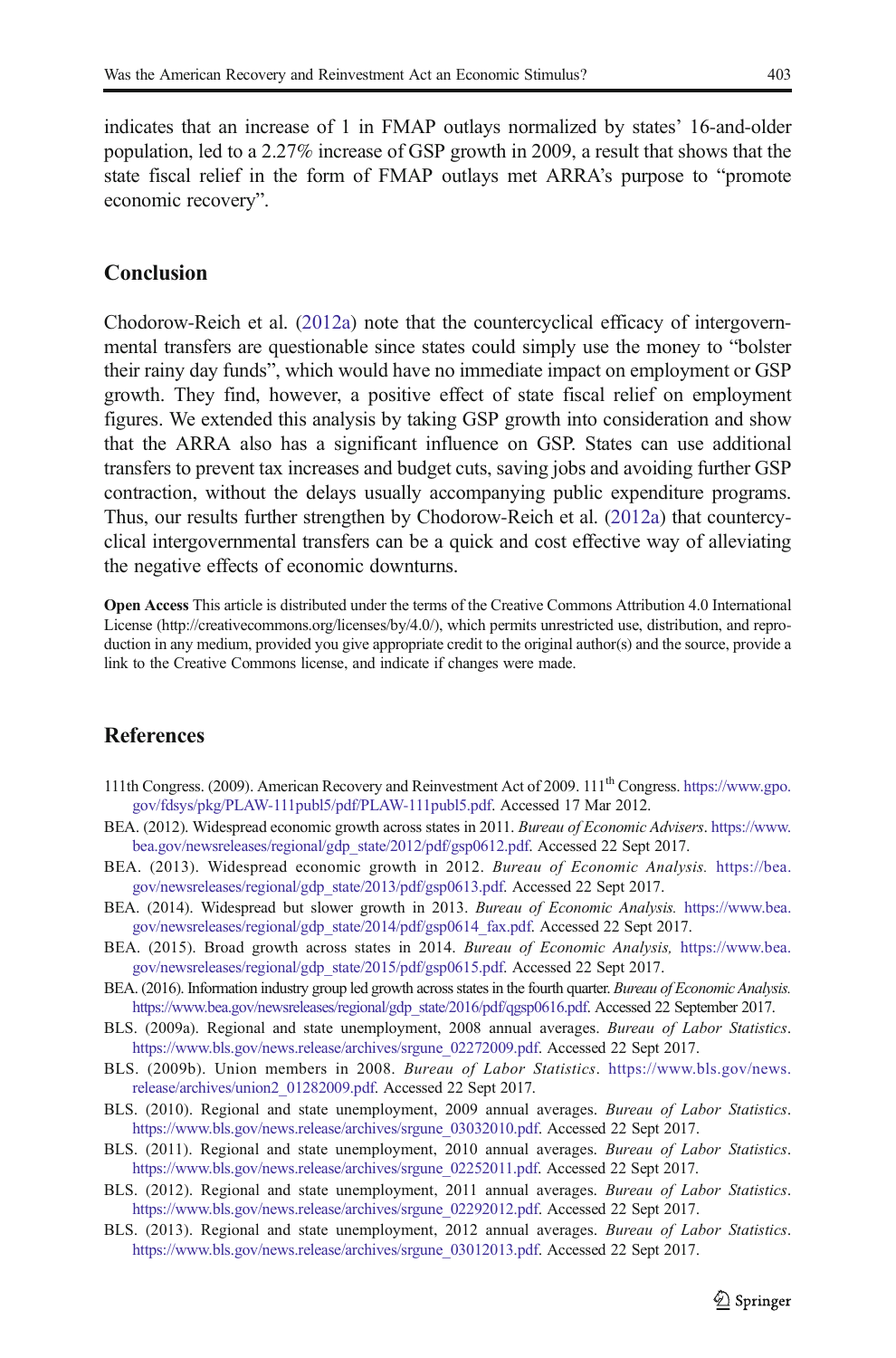indicates that an increase of 1 in FMAP outlays normalized by states' 16-and-older population, led to a 2.27% increase of GSP growth in 2009, a result that shows that the state fiscal relief in the form of FMAP outlays met ARRA's purpose to "promote economic recovery".

## Conclusion

Chodorow-Reich et al. (2012a) note that the countercyclical efficacy of intergovernmental transfers are questionable since states could simply use the money to "bolster their rainy day funds", which would have no immediate impact on employment or GSP growth. They find, however, a positive effect of state fiscal relief on employment figures. We extended this analysis by taking GSP growth into consideration and show that the ARRA also has a significant influence on GSP. States can use additional transfers to prevent tax increases and budget cuts, saving jobs and avoiding further GSP contraction, without the delays usually accompanying public expenditure programs. Thus, our results further strengthen by Chodorow-Reich et al. (2012a) that countercyclical intergovernmental transfers can be a quick and cost effective way of alleviating the negative effects of economic downturns.

**Open Access** This article is distributed under the terms of the Creative Commons Attribution 4.0 International License (http://creativecommons.org/licenses/by/4.0/), which permits unrestricted use, distribution, and reproduction in any medium, provided you give appropriate credit to the original author(s) and the source, provide a link to the Creative Commons license, and indicate if changes were made.

## References

111th Congress. (2009). American Recovery and Reinvestment Act of 2009. 111th Congress. https://www.gpo.gov/fdsys/pkg/PLAW-111publ5/pdf/PLAW-111publ5.pdf. Accessed 17 Mar 2012.

BEA. (2012). Widespread economic growth across states in 2011. *Bureau of Economic Advisers*. https://www.bea.gov/newsreleases/regional/gdp_state/2012/pdf/gsp0612.pdf. Accessed 22 Sept 2017.

BEA. (2013). Widespread economic growth in 2012. *Bureau of Economic Analysis.* https://bea.gov/newsreleases/regional/gdp_state/2013/pdf/gsp0613.pdf. Accessed 22 Sept 2017.

BEA. (2014). Widespread but slower growth in 2013. *Bureau of Economic Analysis.* https://www.bea.gov/newsreleases/regional/gdp_state/2014/pdf/gsp0614_fax.pdf. Accessed 22 Sept 2017.

BEA. (2015). Broad growth across states in 2014. *Bureau of Economic Analysis,* https://www.bea.gov/newsreleases/regional/gdp_state/2015/pdf/gsp0615.pdf. Accessed 22 Sept 2017.

BEA. (2016). Information industry group led growth across states in the fourth quarter. *Bureau of Economic Analysis.* https://www.bea.gov/newsreleases/regional/gdp_state/2016/pdf/qgsp0616.pdf. Accessed 22 September 2017.

BLS. (2009a). Regional and state unemployment, 2008 annual averages. *Bureau of Labor Statistics*. https://www.bls.gov/news.release/archives/srgune_02272009.pdf. Accessed 22 Sept 2017.

BLS. (2009b). Union members in 2008. *Bureau of Labor Statistics*. https://www.bls.gov/news.release/archives/union2_01282009.pdf. Accessed 22 Sept 2017.

BLS. (2010). Regional and state unemployment, 2009 annual averages. *Bureau of Labor Statistics*. https://www.bls.gov/news.release/archives/srgune_03032010.pdf. Accessed 22 Sept 2017.

BLS. (2011). Regional and state unemployment, 2010 annual averages. *Bureau of Labor Statistics*. https://www.bls.gov/news.release/archives/srgune_02252011.pdf. Accessed 22 Sept 2017.

BLS. (2012). Regional and state unemployment, 2011 annual averages. *Bureau of Labor Statistics*. https://www.bls.gov/news.release/archives/srgune_02292012.pdf. Accessed 22 Sept 2017.

BLS. (2013). Regional and state unemployment, 2012 annual averages. *Bureau of Labor Statistics*. https://www.bls.gov/news.release/archives/srgune_03012013.pdf. Accessed 22 Sept 2017.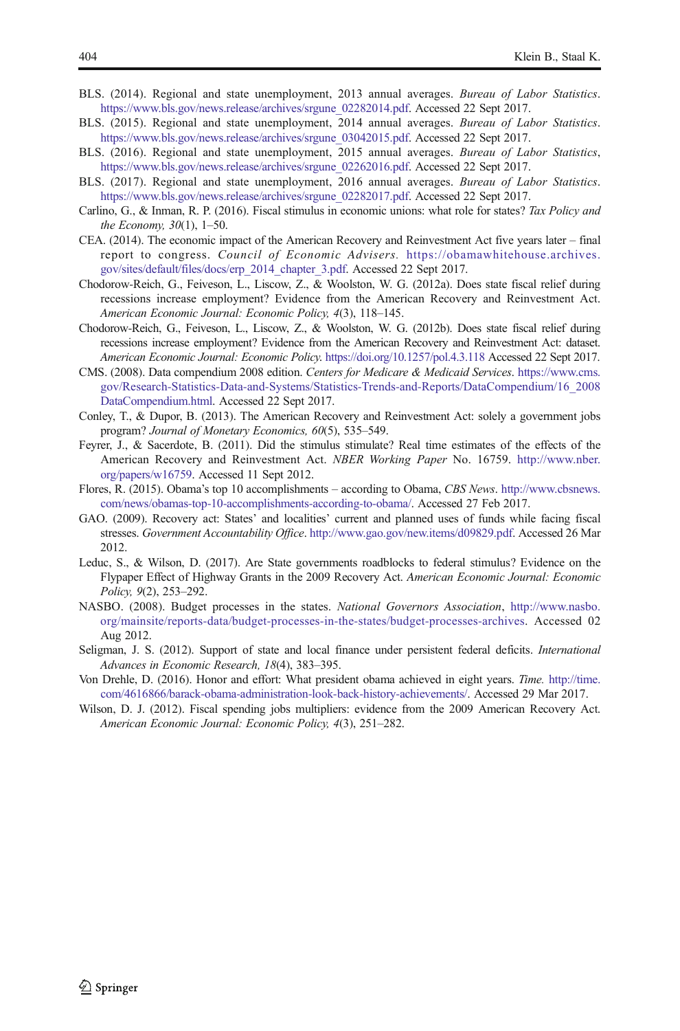BLS. (2014). Regional and state unemployment, 2013 annual averages. *Bureau of Labor Statistics*. https://www.bls.gov/news.release/archives/srgune_02282014.pdf. Accessed 22 Sept 2017.

BLS. (2015). Regional and state unemployment, 2014 annual averages. *Bureau of Labor Statistics*. https://www.bls.gov/news.release/archives/srgune_03042015.pdf. Accessed 22 Sept 2017.

BLS. (2016). Regional and state unemployment, 2015 annual averages. *Bureau of Labor Statistics*, https://www.bls.gov/news.release/archives/srgune_02262016.pdf. Accessed 22 Sept 2017.

BLS. (2017). Regional and state unemployment, 2016 annual averages. *Bureau of Labor Statistics*. https://www.bls.gov/news.release/archives/srgune_02282017.pdf. Accessed 22 Sept 2017.

Carlino, G., & Inman, R. P. (2016). Fiscal stimulus in economic unions: what role for states? *Tax Policy and the Economy, 30*(1), 1–50.

CEA. (2014). The economic impact of the American Recovery and Reinvestment Act five years later – final report to congress. *Council of Economic Advisers*. https://obamawhitehouse.archives.gov/sites/default/files/docs/erp_2014_chapter_3.pdf. Accessed 22 Sept 2017.

Chodorow-Reich, G., Feiveson, L., Liscow, Z., & Woolston, W. G. (2012a). Does state fiscal relief during recessions increase employment? Evidence from the American Recovery and Reinvestment Act. *American Economic Journal: Economic Policy, 4*(3), 118–145.

Chodorow-Reich, G., Feiveson, L., Liscow, Z., & Woolston, W. G. (2012b). Does state fiscal relief during recessions increase employment? Evidence from the American Recovery and Reinvestment Act: dataset. *American Economic Journal: Economic Policy*. https://doi.org/10.1257/pol.4.3.118 Accessed 22 Sept 2017.

CMS. (2008). Data compendium 2008 edition. *Centers for Medicare & Medicaid Services*. https://www.cms.gov/Research-Statistics-Data-and-Systems/Statistics-Trends-and-Reports/DataCompendium/16_2008DataCompendium.html. Accessed 22 Sept 2017.

Conley, T., & Dupor, B. (2013). The American Recovery and Reinvestment Act: solely a government jobs program? *Journal of Monetary Economics, 60*(5), 535–549.

Feyrer, J., & Sacerdote, B. (2011). Did the stimulus stimulate? Real time estimates of the effects of the American Recovery and Reinvestment Act. *NBER Working Paper* No. 16759. http://www.nber.org/papers/w16759. Accessed 11 Sept 2012.

Flores, R. (2015). Obama's top 10 accomplishments – according to Obama, *CBS News*. http://www.cbsnews.com/news/obamas-top-10-accomplishments-according-to-obama/. Accessed 27 Feb 2017.

GAO. (2009). Recovery act: States' and localities' current and planned uses of funds while facing fiscal stresses. *Government Accountability Office*. http://www.gao.gov/new.items/d09829.pdf. Accessed 26 Mar 2012.

Leduc, S., & Wilson, D. (2017). Are State governments roadblocks to federal stimulus? Evidence on the Flypaper Effect of Highway Grants in the 2009 Recovery Act. *American Economic Journal: Economic Policy, 9*(2), 253–292.

NASBO. (2008). Budget processes in the states. *National Governors Association*, http://www.nasbo.org/mainsite/reports-data/budget-processes-in-the-states/budget-processes-archives. Accessed 02 Aug 2012.

Seligman, J. S. (2012). Support of state and local finance under persistent federal deficits. *International Advances in Economic Research, 18*(4), 383–395.

Von Drehle, D. (2016). Honor and effort: What president obama achieved in eight years. *Time*. http://time.com/4616866/barack-obama-administration-look-back-history-achievements/. Accessed 29 Mar 2017.

Wilson, D. J. (2012). Fiscal spending jobs multipliers: evidence from the 2009 American Recovery Act. *American Economic Journal: Economic Policy, 4*(3), 251–282.